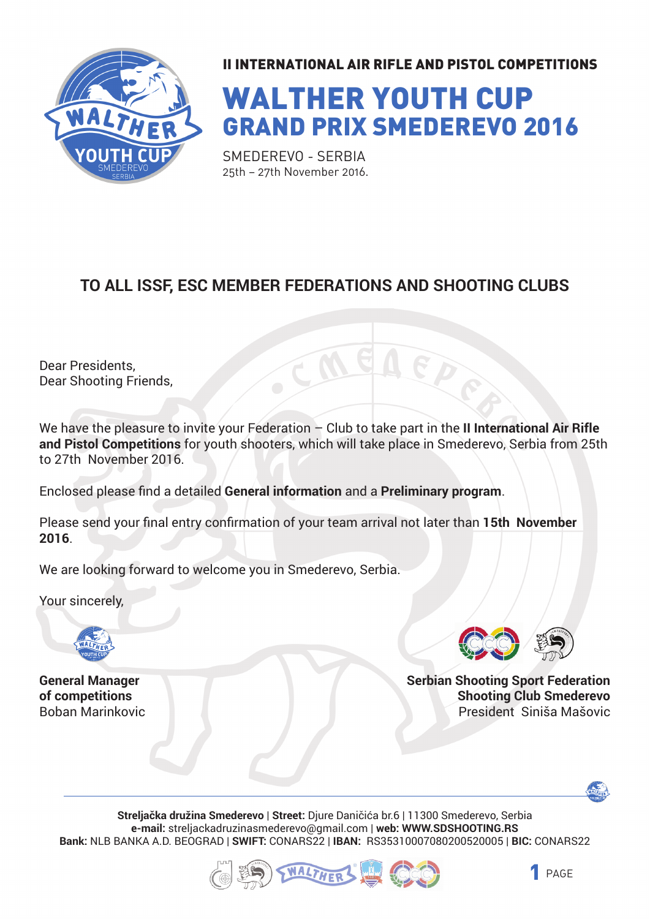### II INTERNATIONAL AIR RIFLE AND PISTOL COMPETITIONS

# WALTHER YOUTH CUP
## GRAND PRIX SMEDEREVO 2016

SMEDEREVO - SERBIA
25th – 27th November 2016.

## TO ALL ISSF, ESC MEMBER FEDERATIONS AND SHOOTING CLUBS

Dear Presidents,
Dear Shooting Friends,

We have the pleasure to invite your Federation – Club to take part in the **II International Air Rifle and Pistol Competitions** for youth shooters, which will take place in Smederevo, Serbia from 25th to 27th November 2016.

Enclosed please find a detailed **General information** and a **Preliminary program**.

Please send your final entry confirmation of your team arrival not later than **15th November 2016**.

We are looking forward to welcome you in Smederevo, Serbia.

Your sincerely,

**General Manager of competitions**
Boban Marinkovic

**Serbian Shooting Sport Federation**
**Shooting Club Smederevo**
President Siniša Mašovic

**Streljačka družina Smederevo** | **Street:** Djure Daničića br.6 | 11300 Smederevo, Serbia
**e-mail:** streljackadruzinasmederevo@gmail.com | **web:** **WWW.SDSHOOTING.RS**
**Bank:** NLB BANKA A.D. BEOGRAD | **SWIFT:** CONARS22 | **IBAN:** RS35310007080200520005 | **BIC:** CONARS22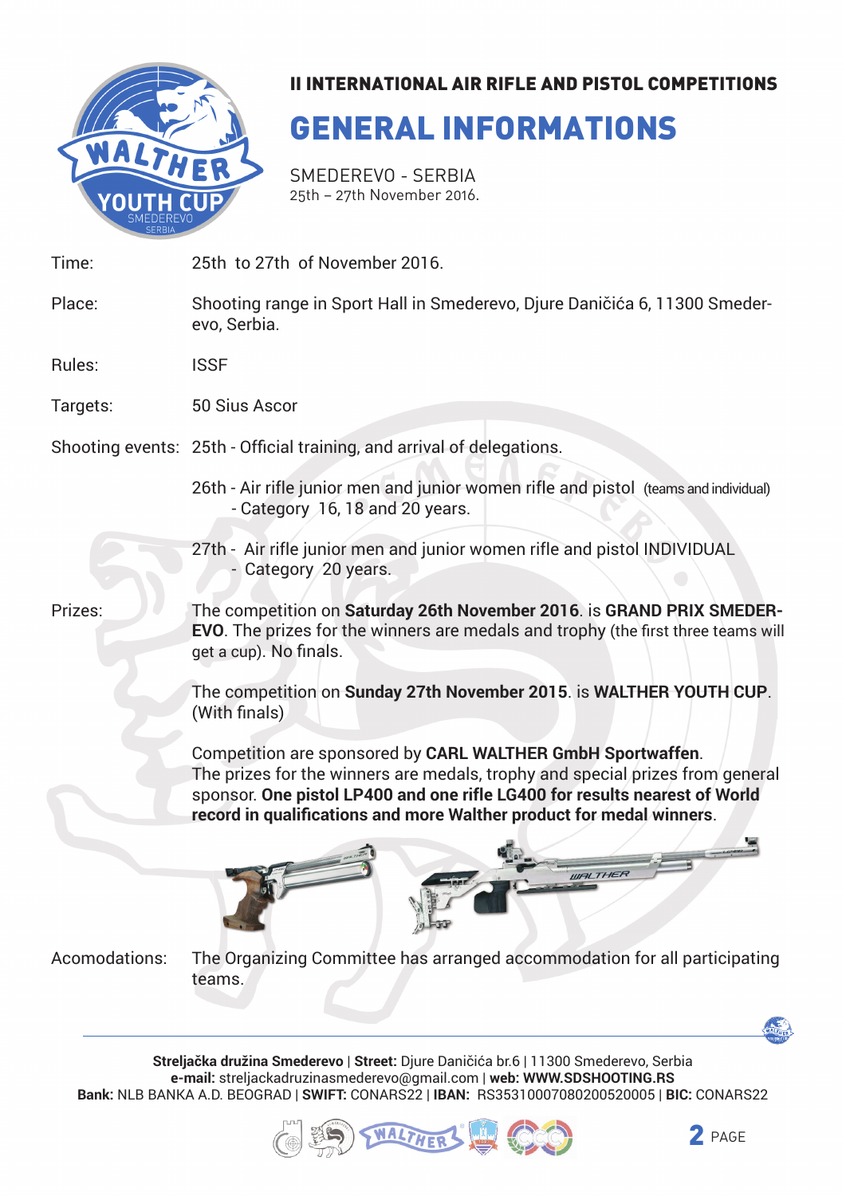### II INTERNATIONAL AIR RIFLE AND PISTOL COMPETITIONS

# GENERAL INFORMATIONS

SMEDEREVO - SERBIA
25th – 27th November 2016.

Time: 25th to 27th of November 2016.

Place: Shooting range in Sport Hall in Smederevo, Djure Daničića 6, 11300 Smederevo, Serbia.

Rules: ISSF

Targets: 50 Sius Ascor

Shooting events: 25th - Official training, and arrival of delegations.

26th - Air rifle junior men and junior women rifle and pistol (teams and individual) - Category 16, 18 and 20 years.

27th - Air rifle junior men and junior women rifle and pistol INDIVIDUAL - Category 20 years.

Prizes: The competition on **Saturday 26th November 2016**. is **GRAND PRIX SMEDEREVO**. The prizes for the winners are medals and trophy (the first three teams will get a cup). No finals.

The competition on **Sunday 27th November 2015**. is **WALTHER YOUTH CUP**. (With finals)

Competition are sponsored by **CARL WALTHER GmbH Sportwaffen**. The prizes for the winners are medals, trophy and special prizes from general sponsor. **One pistol LP400 and one rifle LG400 for results nearest of World record in qualifications and more Walther product for medal winners**.

Acomodations: The Organizing Committee has arranged accommodation for all participating teams.

**Streljačka družina Smederevo** | **Street:** Djure Daničića br.6 | 11300 Smederevo, Serbia
**e-mail:** streljackadruzinasmederevo@gmail.com | **web: WWW.SDSHOOTING.RS**
**Bank:** NLB BANKA A.D. BEOGRAD | **SWIFT:** CONARS22 | **IBAN:** RS35310007080200520005 | **BIC:** CONARS22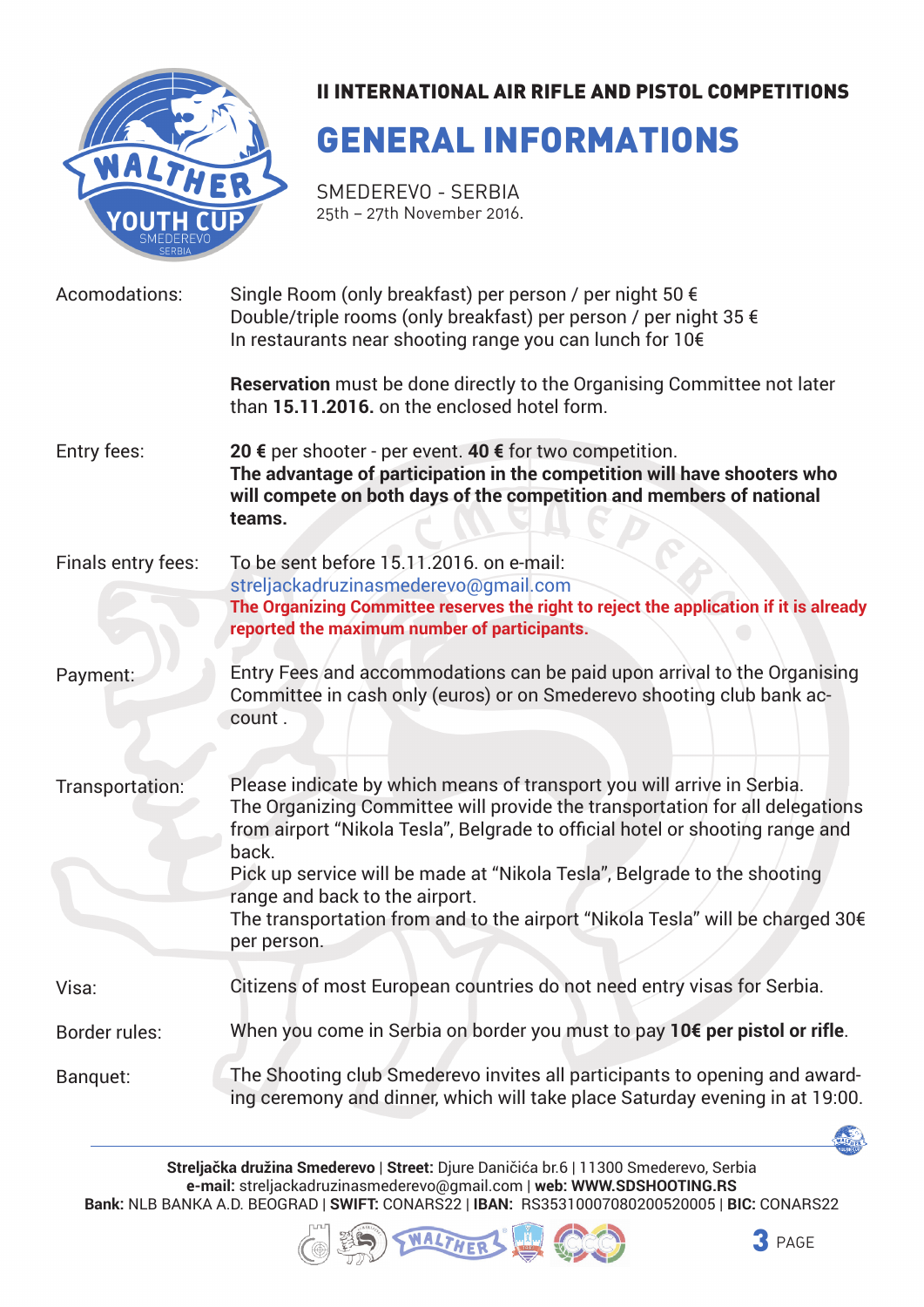II INTERNATIONAL AIR RIFLE AND PISTOL COMPETITIONS

# GENERAL INFORMATIONS

SMEDEREVO - SERBIA
25th – 27th November 2016.

| | |
|---|---|
| Acomodations: | Single Room (only breakfast) per person / per night 50 €<br>Double/triple rooms (only breakfast) per person / per night 35 €<br>In restaurants near shooting range you can lunch for 10€<br><br>**Reservation** must be done directly to the Organising Committee not later than **15.11.2016.** on the enclosed hotel form. |
| Entry fees: | **20 €** per shooter - per event. **40 €** for two competition.<br>**The advantage of participation in the competition will have shooters who will compete on both days of the competition and members of national teams.** |
| Finals entry fees: | To be sent before 15.11.2016. on e-mail:<br>streljackadruzinasmederevo@gmail.com<br>**The Organizing Committee reserves the right to reject the application if it is already reported the maximum number of participants.** |
| Payment: | Entry Fees and accommodations can be paid upon arrival to the Organising Committee in cash only (euros) or on Smederevo shooting club bank account . |
| Transportation: | Please indicate by which means of transport you will arrive in Serbia.<br>The Organizing Committee will provide the transportation for all delegations from airport "Nikola Tesla", Belgrade to official hotel or shooting range and back.<br>Pick up service will be made at "Nikola Tesla", Belgrade to the shooting range and back to the airport.<br>The transportation from and to the airport "Nikola Tesla" will be charged 30€ per person. |
| Visa: | Citizens of most European countries do not need entry visas for Serbia. |
| Border rules: | When you come in Serbia on border you must to pay **10€ per pistol or rifle**. |
| Banquet: | The Shooting club Smederevo invites all participants to opening and awarding ceremony and dinner, which will take place Saturday evening in at 19:00. |

**Streljačka družina Smederevo** | **Street:** Djure Daničića br.6 | 11300 Smederevo, Serbia
**e-mail:** streljackadruzinasmederevo@gmail.com | **web:** **WWW.SDSHOOTING.RS**
**Bank:** NLB BANKA A.D. BEOGRAD | **SWIFT:** CONARS22 | **IBAN:** RS35310007080200520005 | **BIC:** CONARS22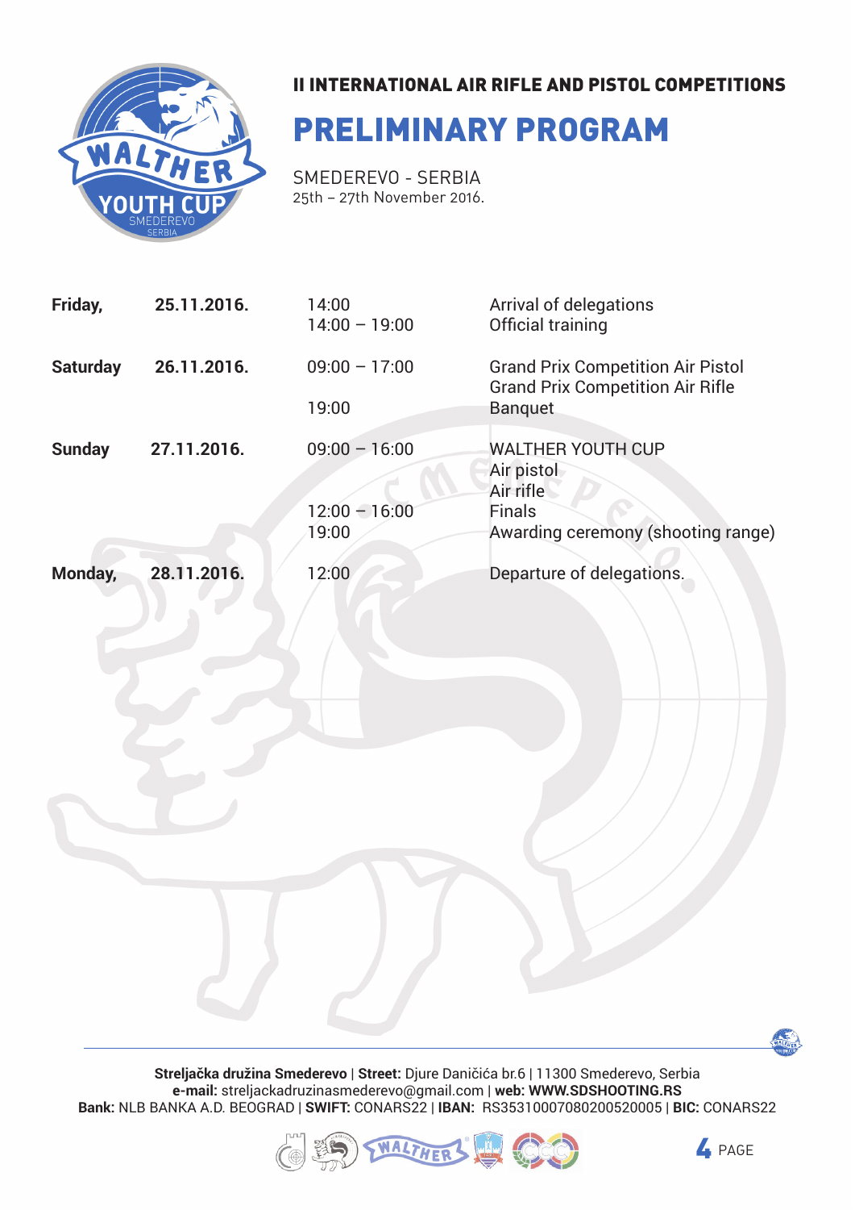## II INTERNATIONAL AIR RIFLE AND PISTOL COMPETITIONS

# PRELIMINARY PROGRAM

SMEDEREVO - SERBIA
25th – 27th November 2016.

| | | | |
|---|---|---|---|
| **Friday,** | **25.11.2016.** | 14:00<br>14:00 – 19:00 | Arrival of delegations<br>Official training |
| **Saturday** | **26.11.2016.** | 09:00 – 17:00<br><br>19:00 | Grand Prix Competition Air Pistol<br>Grand Prix Competition Air Rifle<br>Banquet |
| **Sunday** | **27.11.2016.** | 09:00 – 16:00<br><br><br>12:00 – 16:00<br>19:00 | WALTHER YOUTH CUP<br>Air pistol<br>Air rifle<br>Finals<br>Awarding ceremony (shooting range) |
| **Monday,** | **28.11.2016.** | 12:00 | Departure of delegations. |

**Streljačka družina Smederevo** | **Street:** Djure Daničića br.6 | 11300 Smederevo, Serbia
**e-mail:** streljackadruzinasmederevo@gmail.com | **web:** **WWW.SDSHOOTING.RS**
**Bank:** NLB BANKA A.D. BEOGRAD | **SWIFT:** CONARS22 | **IBAN:** RS35310007080200520005 | **BIC:** CONARS22